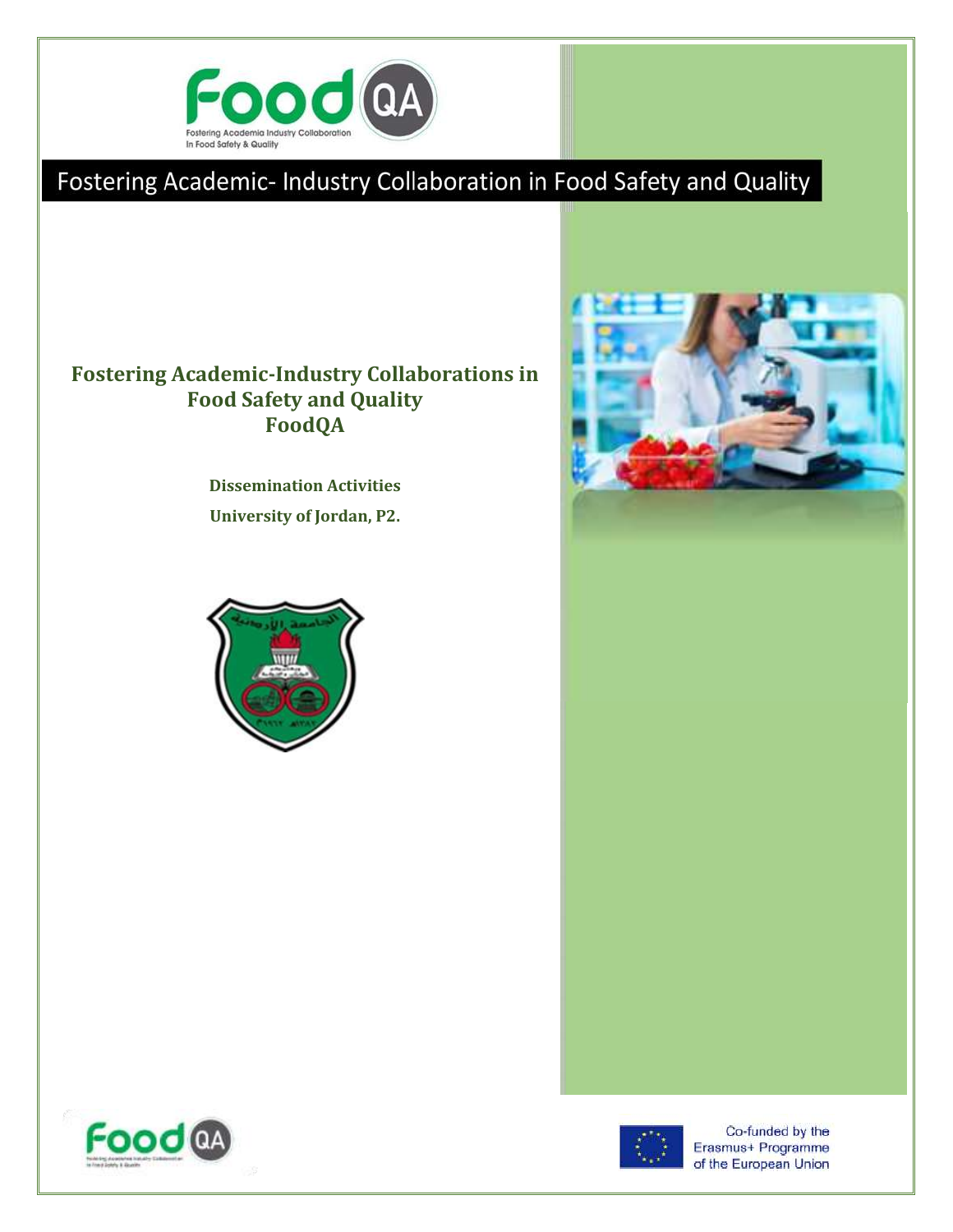Fostering Academic- Industry Collaboration in Food Safety and Quality

# Fostering Academic-Industry Collaborations in Food Safety and Quality
# FoodQA

**Dissemination Activities**

**University of Jordan, P2.**

Co-funded by the Erasmus+ Programme of the European Union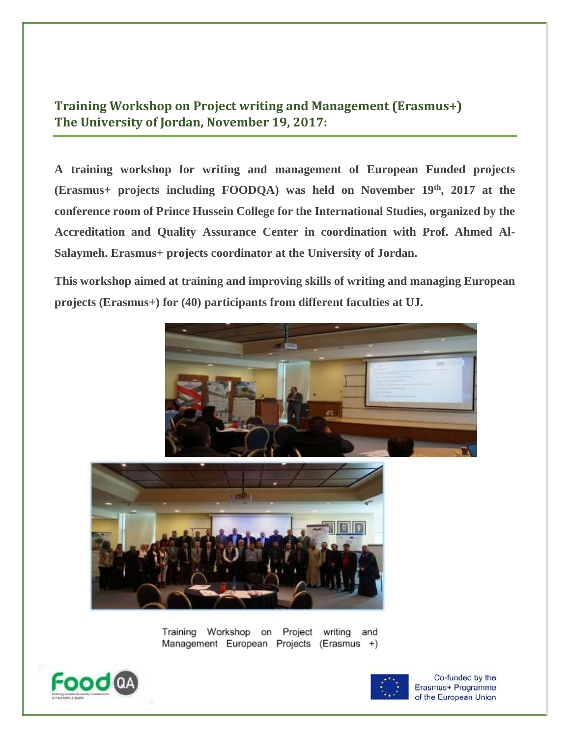## Training Workshop on Project writing and Management (Erasmus+) The University of Jordan, November 19, 2017:

**A training workshop for writing and management of European Funded projects (Erasmus+ projects including FOODQA) was held on November 19th, 2017 at the conference room of Prince Hussein College for the International Studies, organized by the Accreditation and Quality Assurance Center in coordination with Prof. Ahmed Al-Salaymeh. Erasmus+ projects coordinator at the University of Jordan.**

**This workshop aimed at training and improving skills of writing and managing European projects (Erasmus+) for (40) participants from different faculties at UJ.**

Training Workshop on Project writing and Management European Projects (Erasmus +)

Co-funded by the Erasmus+ Programme of the European Union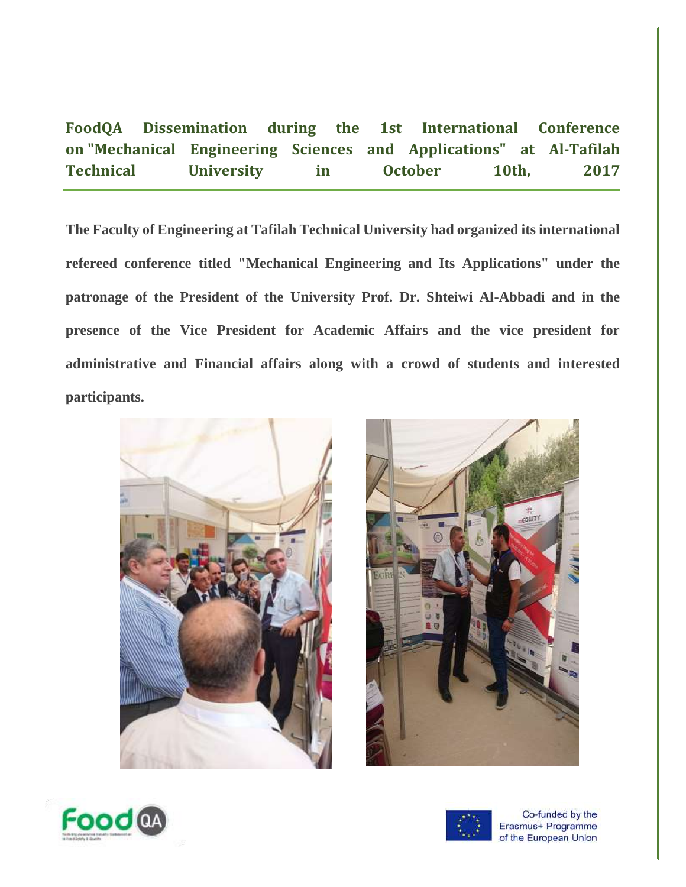## FoodQA Dissemination during the 1st International Conference on "Mechanical Engineering Sciences and Applications" at Al-Tafilah Technical University in October 10th, 2017

**The Faculty of Engineering at Tafilah Technical University had organized its international refereed conference titled "Mechanical Engineering and Its Applications" under the patronage of the President of the University Prof. Dr. Shteiwi Al-Abbadi and in the presence of the Vice President for Academic Affairs and the vice president for administrative and Financial affairs along with a crowd of students and interested participants.**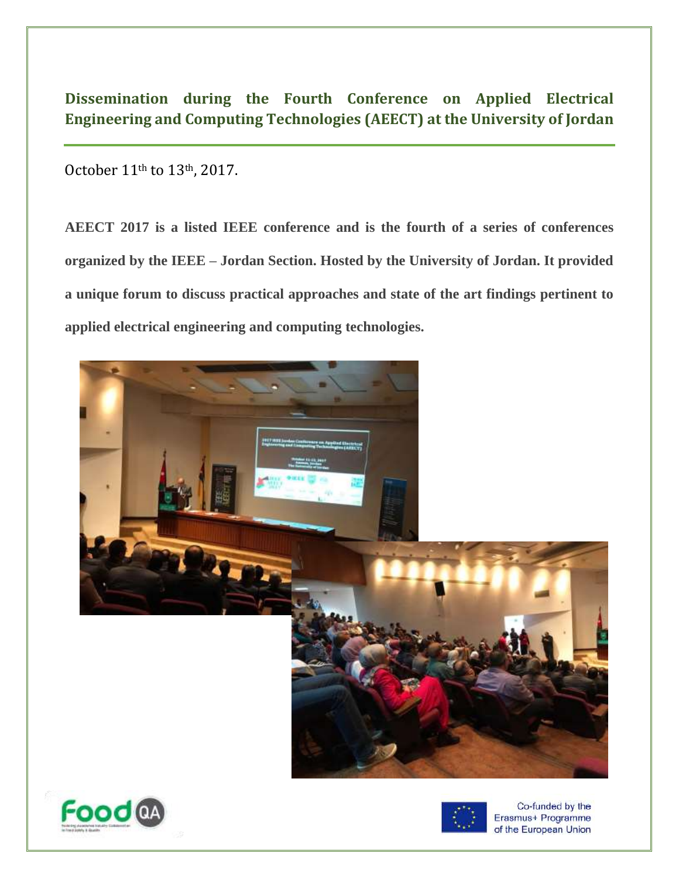## Dissemination during the Fourth Conference on Applied Electrical Engineering and Computing Technologies (AEECT) at the University of Jordan

October 11th to 13th, 2017.

**AEECT 2017 is a listed IEEE conference and is the fourth of a series of conferences organized by the IEEE – Jordan Section. Hosted by the University of Jordan. It provided a unique forum to discuss practical approaches and state of the art findings pertinent to applied electrical engineering and computing technologies.**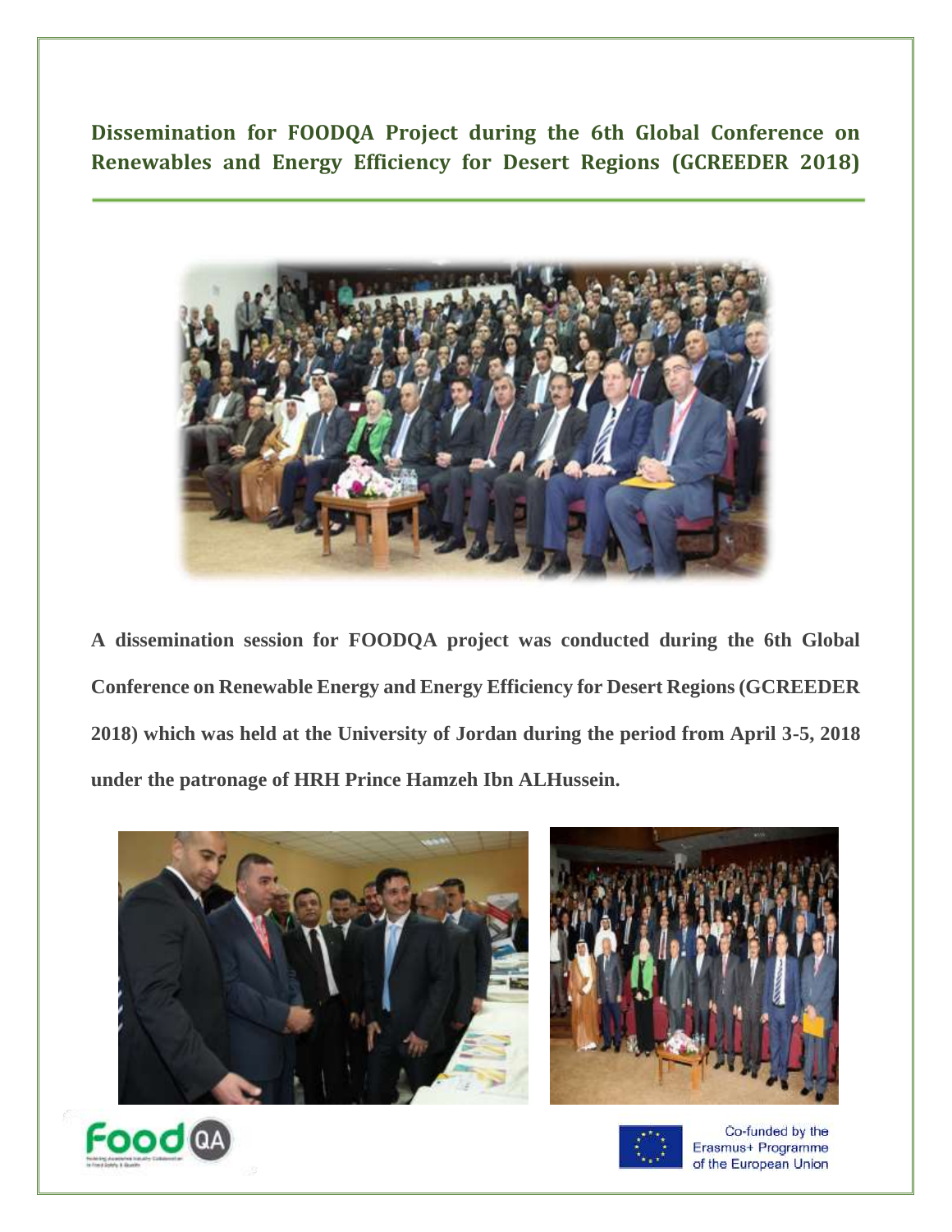## Dissemination for FOODQA Project during the 6th Global Conference on Renewables and Energy Efficiency for Desert Regions (GCREEDER 2018)

**A dissemination session for FOODQA project was conducted during the 6th Global Conference on Renewable Energy and Energy Efficiency for Desert Regions (GCREEDER 2018) which was held at the University of Jordan during the period from April 3-5, 2018 under the patronage of HRH Prince Hamzeh Ibn ALHussein.**

Co-funded by the Erasmus+ Programme of the European Union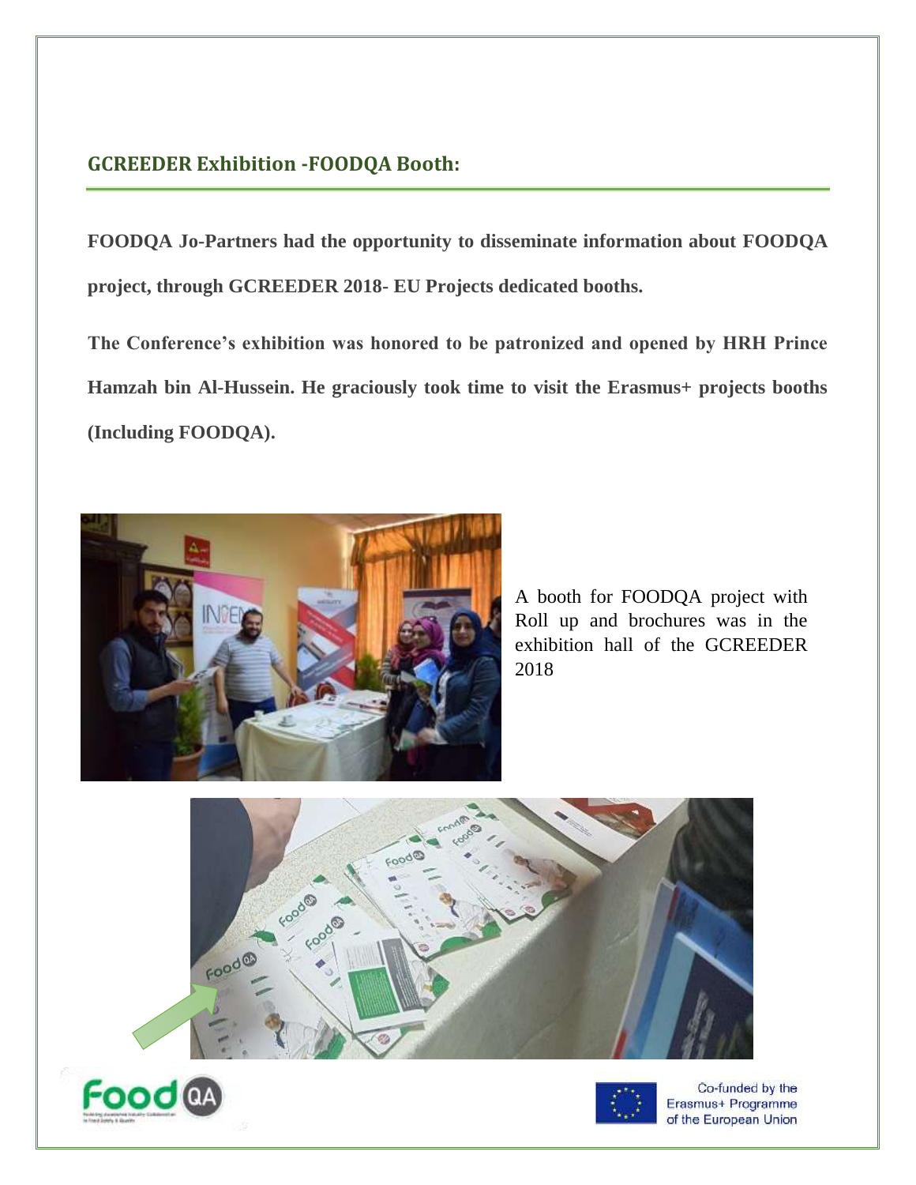## GCREEDER Exhibition -FOODQA Booth:

**FOODQA Jo-Partners had the opportunity to disseminate information about FOODQA project, through GCREEDER 2018- EU Projects dedicated booths.**

**The Conference's exhibition was honored to be patronized and opened by HRH Prince Hamzah bin Al-Hussein. He graciously took time to visit the Erasmus+ projects booths (Including FOODQA).**

A booth for FOODQA project with Roll up and brochures was in the exhibition hall of the GCREEDER 2018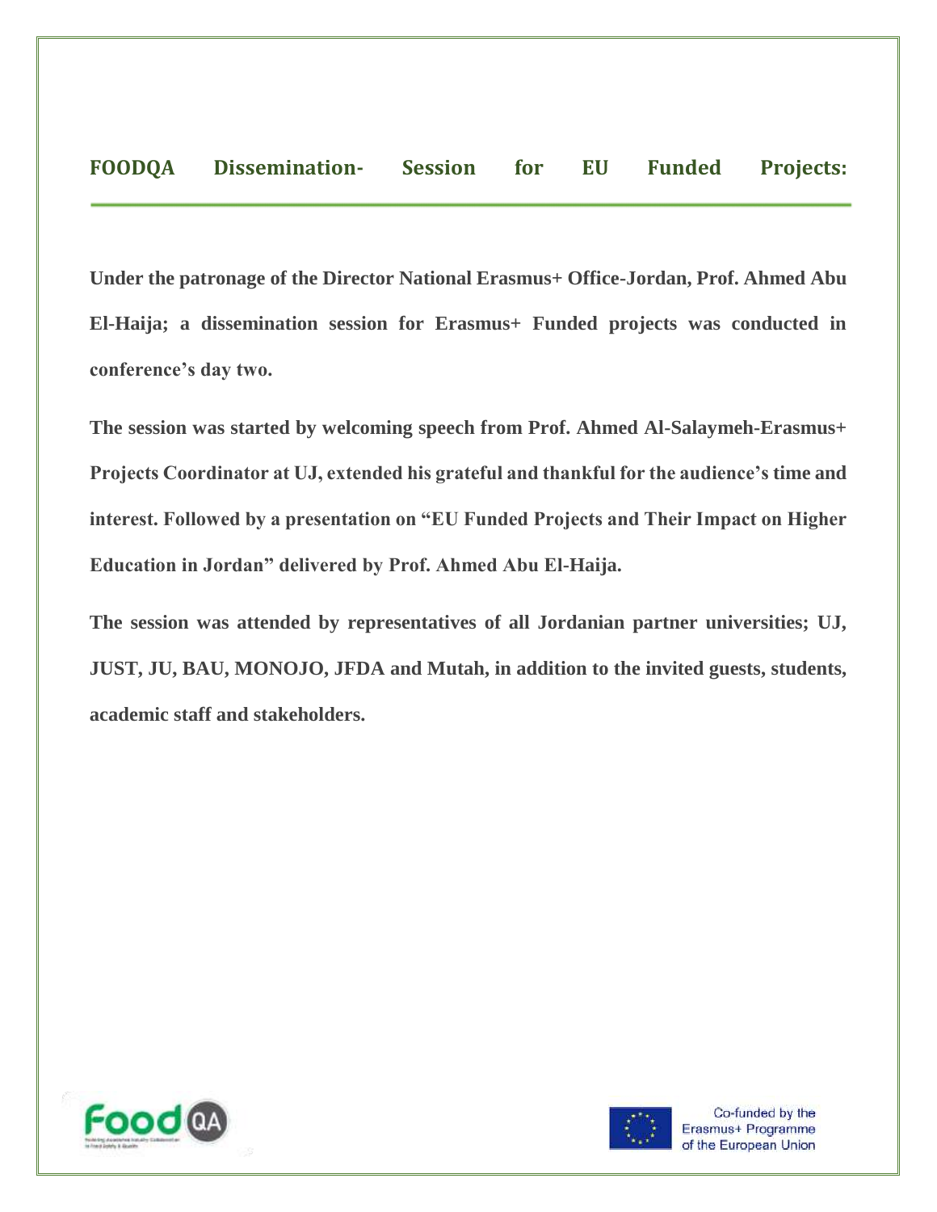## FOODQA Dissemination- Session for EU Funded Projects:

**Under the patronage of the Director National Erasmus+ Office-Jordan, Prof. Ahmed Abu El-Haija; a dissemination session for Erasmus+ Funded projects was conducted in conference's day two.**

**The session was started by welcoming speech from Prof. Ahmed Al-Salaymeh-Erasmus+ Projects Coordinator at UJ, extended his grateful and thankful for the audience's time and interest. Followed by a presentation on "EU Funded Projects and Their Impact on Higher Education in Jordan" delivered by Prof. Ahmed Abu El-Haija.**

**The session was attended by representatives of all Jordanian partner universities; UJ, JUST, JU, BAU, MONOJO, JFDA and Mutah, in addition to the invited guests, students, academic staff and stakeholders.**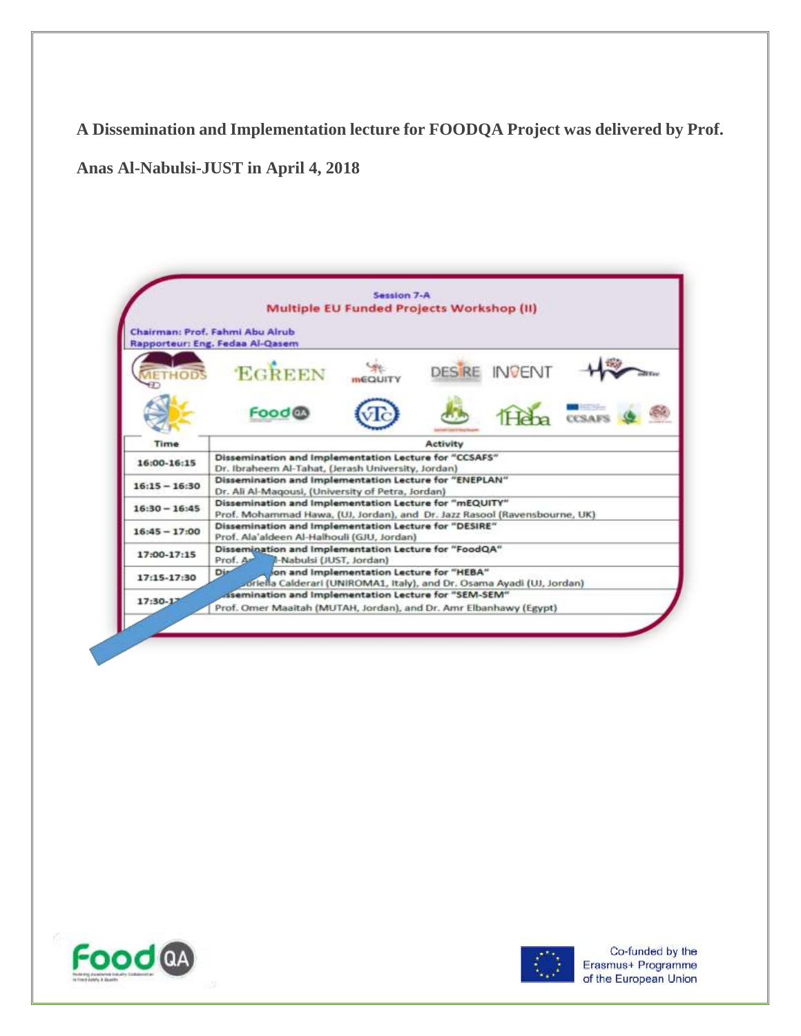**A Dissemination and Implementation lecture for FOODQA Project was delivered by Prof. Anas Al-Nabulsi-JUST in April 4, 2018**

Session 7-A

Multiple EU Funded Projects Workshop (II)

Chairman: Prof. Fahmi Abu Alrub

Rapporteur: Eng. Fedaa Al-Qasem

| Time | Activity |
|---|---|
| 16:00-16:15 | Dissemination and Implementation Lecture for "CCSAFS" Dr. Ibraheem Al-Tahat, (Jerash University, Jordan) |
| 16:15 – 16:30 | Dissemination and Implementation Lecture for "ENEPLAN" Dr. Ali Al-Maqousi, (University of Petra, Jordan) |
| 16:30 – 16:45 | Dissemination and Implementation Lecture for "mEQUITY" Prof. Mohammad Hawa, (UJ, Jordan), and Dr. Jazz Rasool (Ravensbourne, UK) |
| 16:45 – 17:00 | Dissemination and Implementation Lecture for "DESIRE" Prof. Ala'aldeen Al-Halhouli (GJU, Jordan) |
| 17:00-17:15 | Dissemination and Implementation Lecture for "FoodQA" Prof. A... l-Nabulsi (JUST, Jordan) |
| 17:15-17:30 | Di... on and Implementation Lecture for "HEBA" ...briella Calderari (UNIROMA1, Italy), and Dr. Osama Ayadi (UJ, Jordan) |
| 17:30-1... | ...ssemination and Implementation Lecture for "SEM-SEM" Prof. Omer Maaitah (MUTAH, Jordan), and Dr. Amr Elbanhawy (Egypt) |

Co-funded by the Erasmus+ Programme of the European Union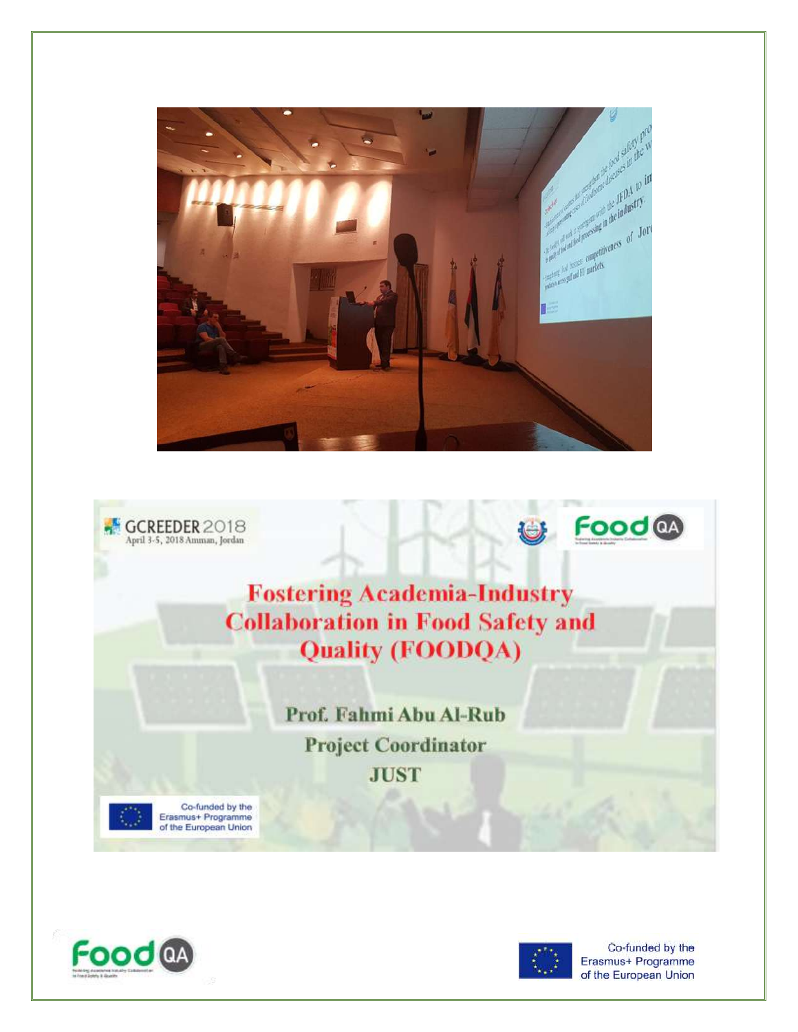GCREEDER 2018
April 3-5, 2018 Amman, Jordan

# Fostering Academia-Industry Collaboration in Food Safety and Quality (FOODQA)

**Prof. Fahmi Abu Al-Rub**

**Project Coordinator**

**JUST**

Co-funded by the Erasmus+ Programme of the European Union